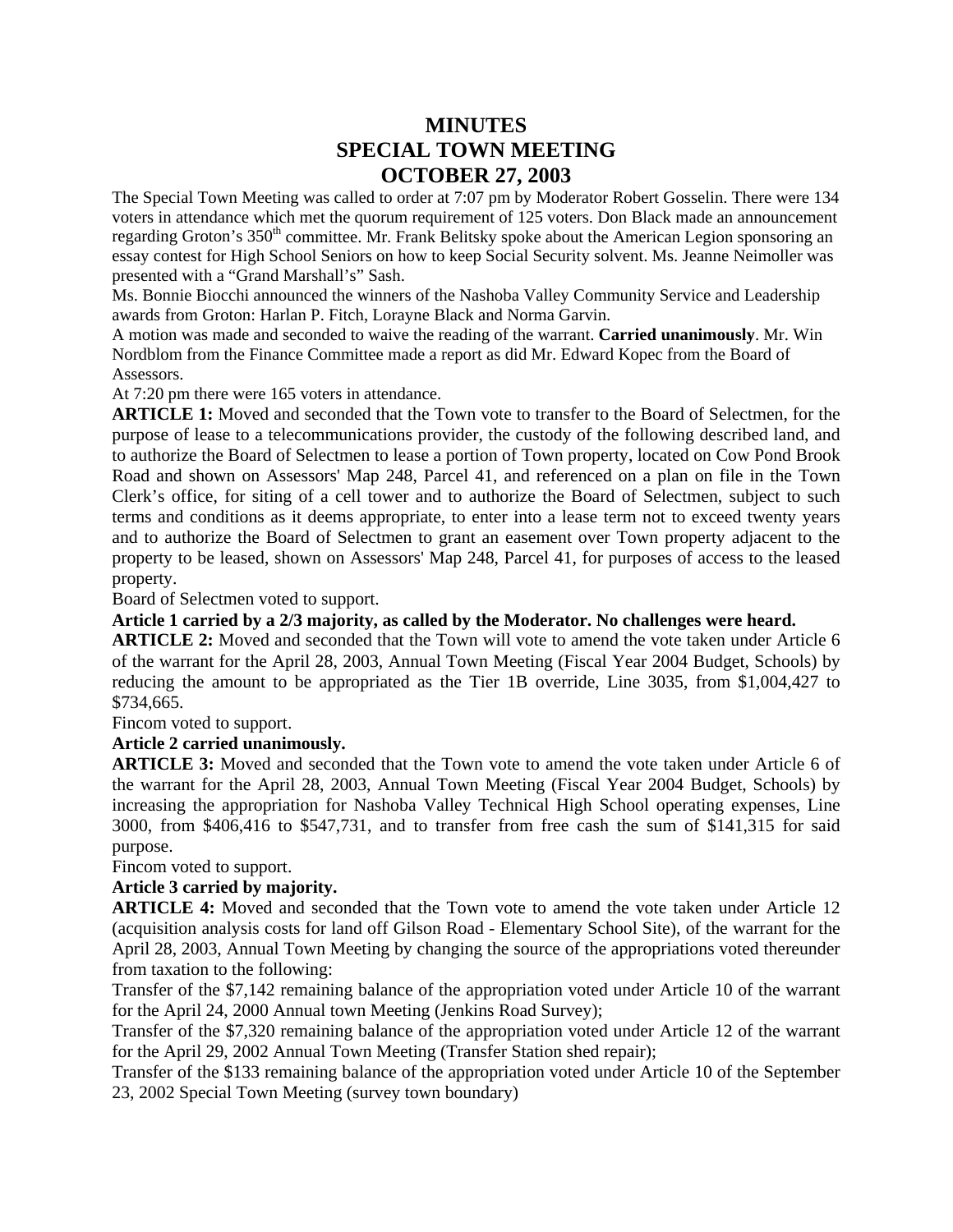# MINUTES
# SPECIAL TOWN MEETING
# OCTOBER 27, 2003

The Special Town Meeting was called to order at 7:07 pm by Moderator Robert Gosselin. There were 134 voters in attendance which met the quorum requirement of 125 voters. Don Black made an announcement regarding Groton's 350th committee. Mr. Frank Belitsky spoke about the American Legion sponsoring an essay contest for High School Seniors on how to keep Social Security solvent. Ms. Jeanne Neimoller was presented with a "Grand Marshall's" Sash.

Ms. Bonnie Biocchi announced the winners of the Nashoba Valley Community Service and Leadership awards from Groton: Harlan P. Fitch, Lorayne Black and Norma Garvin.

A motion was made and seconded to waive the reading of the warrant. **Carried unanimously**. Mr. Win Nordblom from the Finance Committee made a report as did Mr. Edward Kopec from the Board of Assessors.

At 7:20 pm there were 165 voters in attendance.

**ARTICLE 1:** Moved and seconded that the Town vote to transfer to the Board of Selectmen, for the purpose of lease to a telecommunications provider, the custody of the following described land, and to authorize the Board of Selectmen to lease a portion of Town property, located on Cow Pond Brook Road and shown on Assessors' Map 248, Parcel 41, and referenced on a plan on file in the Town Clerk's office, for siting of a cell tower and to authorize the Board of Selectmen, subject to such terms and conditions as it deems appropriate, to enter into a lease term not to exceed twenty years and to authorize the Board of Selectmen to grant an easement over Town property adjacent to the property to be leased, shown on Assessors' Map 248, Parcel 41, for purposes of access to the leased property.

Board of Selectmen voted to support.

**Article 1 carried by a 2/3 majority, as called by the Moderator. No challenges were heard.**

**ARTICLE 2:** Moved and seconded that the Town will vote to amend the vote taken under Article 6 of the warrant for the April 28, 2003, Annual Town Meeting (Fiscal Year 2004 Budget, Schools) by reducing the amount to be appropriated as the Tier 1B override, Line 3035, from $1,004,427 to $734,665.

Fincom voted to support.

**Article 2 carried unanimously.**

**ARTICLE 3:** Moved and seconded that the Town vote to amend the vote taken under Article 6 of the warrant for the April 28, 2003, Annual Town Meeting (Fiscal Year 2004 Budget, Schools) by increasing the appropriation for Nashoba Valley Technical High School operating expenses, Line 3000, from $406,416 to $547,731, and to transfer from free cash the sum of $141,315 for said purpose.

Fincom voted to support.

**Article 3 carried by majority.**

**ARTICLE 4:** Moved and seconded that the Town vote to amend the vote taken under Article 12 (acquisition analysis costs for land off Gilson Road - Elementary School Site), of the warrant for the April 28, 2003, Annual Town Meeting by changing the source of the appropriations voted thereunder from taxation to the following:

Transfer of the $7,142 remaining balance of the appropriation voted under Article 10 of the warrant for the April 24, 2000 Annual town Meeting (Jenkins Road Survey);

Transfer of the $7,320 remaining balance of the appropriation voted under Article 12 of the warrant for the April 29, 2002 Annual Town Meeting (Transfer Station shed repair);

Transfer of the $133 remaining balance of the appropriation voted under Article 10 of the September 23, 2002 Special Town Meeting (survey town boundary)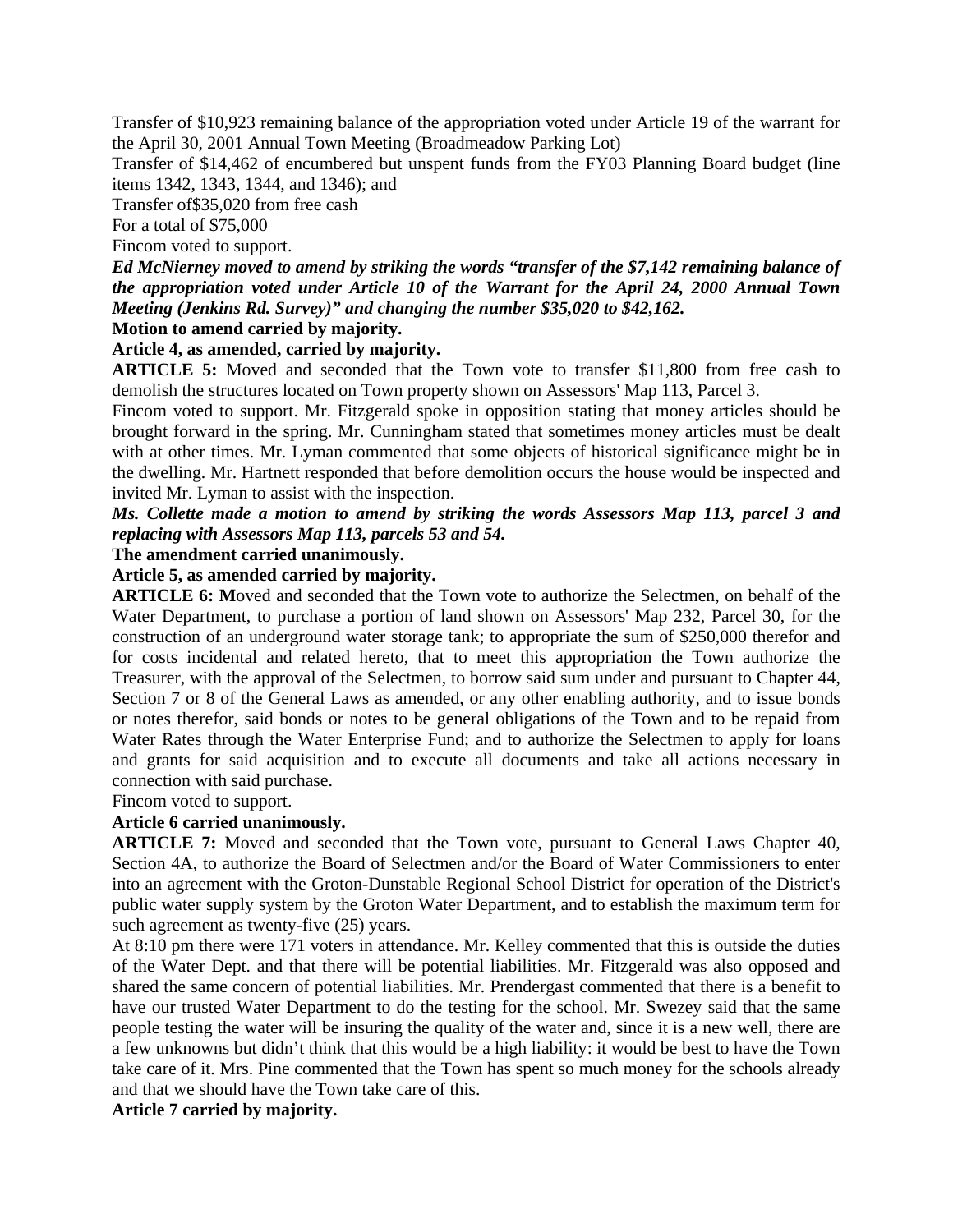Transfer of $10,923 remaining balance of the appropriation voted under Article 19 of the warrant for the April 30, 2001 Annual Town Meeting (Broadmeadow Parking Lot)

Transfer of $14,462 of encumbered but unspent funds from the FY03 Planning Board budget (line items 1342, 1343, 1344, and 1346); and

Transfer of$35,020 from free cash

For a total of $75,000

Fincom voted to support.

***Ed McNierney moved to amend by striking the words "transfer of the $7,142 remaining balance of the appropriation voted under Article 10 of the Warrant for the April 24, 2000 Annual Town Meeting (Jenkins Rd. Survey)" and changing the number $35,020 to $42,162.***

**Motion to amend carried by majority.**

**Article 4, as amended, carried by majority.**

**ARTICLE 5:** Moved and seconded that the Town vote to transfer $11,800 from free cash to demolish the structures located on Town property shown on Assessors' Map 113, Parcel 3.

Fincom voted to support. Mr. Fitzgerald spoke in opposition stating that money articles should be brought forward in the spring. Mr. Cunningham stated that sometimes money articles must be dealt with at other times. Mr. Lyman commented that some objects of historical significance might be in the dwelling. Mr. Hartnett responded that before demolition occurs the house would be inspected and invited Mr. Lyman to assist with the inspection.

***Ms. Collette made a motion to amend by striking the words Assessors Map 113, parcel 3 and replacing with Assessors Map 113, parcels 53 and 54.***

**The amendment carried unanimously.**

**Article 5, as amended carried by majority.**

**ARTICLE 6: M**oved and seconded that the Town vote to authorize the Selectmen, on behalf of the Water Department, to purchase a portion of land shown on Assessors' Map 232, Parcel 30, for the construction of an underground water storage tank; to appropriate the sum of $250,000 therefor and for costs incidental and related hereto, that to meet this appropriation the Town authorize the Treasurer, with the approval of the Selectmen, to borrow said sum under and pursuant to Chapter 44, Section 7 or 8 of the General Laws as amended, or any other enabling authority, and to issue bonds or notes therefor, said bonds or notes to be general obligations of the Town and to be repaid from Water Rates through the Water Enterprise Fund; and to authorize the Selectmen to apply for loans and grants for said acquisition and to execute all documents and take all actions necessary in connection with said purchase.

Fincom voted to support.

**Article 6 carried unanimously.**

**ARTICLE 7:** Moved and seconded that the Town vote, pursuant to General Laws Chapter 40, Section 4A, to authorize the Board of Selectmen and/or the Board of Water Commissioners to enter into an agreement with the Groton-Dunstable Regional School District for operation of the District's public water supply system by the Groton Water Department, and to establish the maximum term for such agreement as twenty-five (25) years.

At 8:10 pm there were 171 voters in attendance. Mr. Kelley commented that this is outside the duties of the Water Dept. and that there will be potential liabilities. Mr. Fitzgerald was also opposed and shared the same concern of potential liabilities. Mr. Prendergast commented that there is a benefit to have our trusted Water Department to do the testing for the school. Mr. Swezey said that the same people testing the water will be insuring the quality of the water and, since it is a new well, there are a few unknowns but didn't think that this would be a high liability: it would be best to have the Town take care of it. Mrs. Pine commented that the Town has spent so much money for the schools already and that we should have the Town take care of this.

**Article 7 carried by majority.**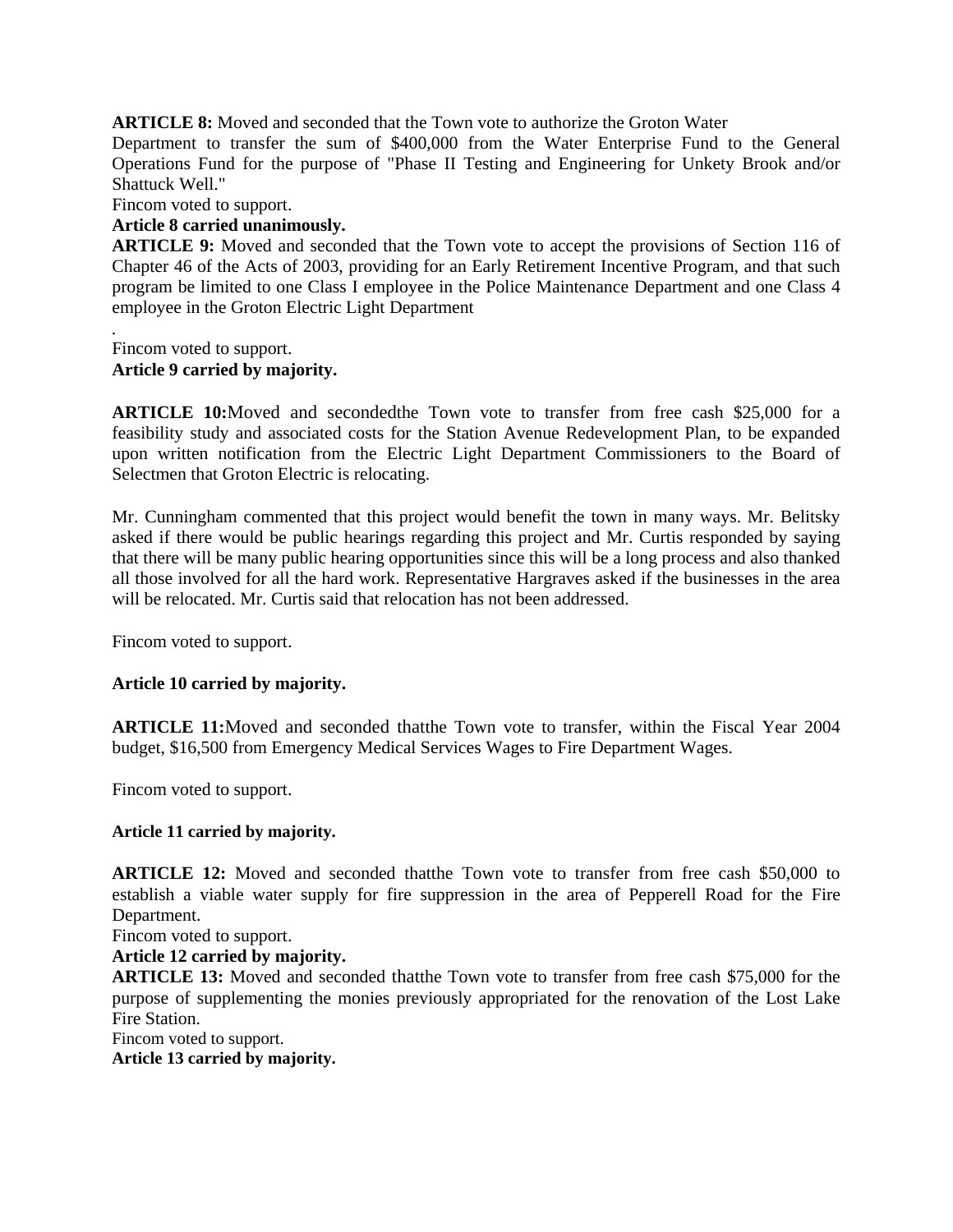**ARTICLE 8:** Moved and seconded that the Town vote to authorize the Groton Water Department to transfer the sum of $400,000 from the Water Enterprise Fund to the General Operations Fund for the purpose of "Phase II Testing and Engineering for Unkety Brook and/or Shattuck Well."

Fincom voted to support.

**Article 8 carried unanimously.**

**ARTICLE 9:** Moved and seconded that the Town vote to accept the provisions of Section 116 of Chapter 46 of the Acts of 2003, providing for an Early Retirement Incentive Program, and that such program be limited to one Class I employee in the Police Maintenance Department and one Class 4 employee in the Groton Electric Light Department

.

Fincom voted to support.

**Article 9 carried by majority.**

**ARTICLE 10:**Moved and secondedthe Town vote to transfer from free cash $25,000 for a feasibility study and associated costs for the Station Avenue Redevelopment Plan, to be expanded upon written notification from the Electric Light Department Commissioners to the Board of Selectmen that Groton Electric is relocating.

Mr. Cunningham commented that this project would benefit the town in many ways. Mr. Belitsky asked if there would be public hearings regarding this project and Mr. Curtis responded by saying that there will be many public hearing opportunities since this will be a long process and also thanked all those involved for all the hard work. Representative Hargraves asked if the businesses in the area will be relocated. Mr. Curtis said that relocation has not been addressed.

Fincom voted to support.

**Article 10 carried by majority.**

**ARTICLE 11:**Moved and seconded thatthe Town vote to transfer, within the Fiscal Year 2004 budget, $16,500 from Emergency Medical Services Wages to Fire Department Wages.

Fincom voted to support.

**Article 11 carried by majority.**

**ARTICLE 12:** Moved and seconded thatthe Town vote to transfer from free cash $50,000 to establish a viable water supply for fire suppression in the area of Pepperell Road for the Fire Department.

Fincom voted to support.

**Article 12 carried by majority.**

**ARTICLE 13:** Moved and seconded thatthe Town vote to transfer from free cash $75,000 for the purpose of supplementing the monies previously appropriated for the renovation of the Lost Lake Fire Station.

Fincom voted to support.

**Article 13 carried by majority.**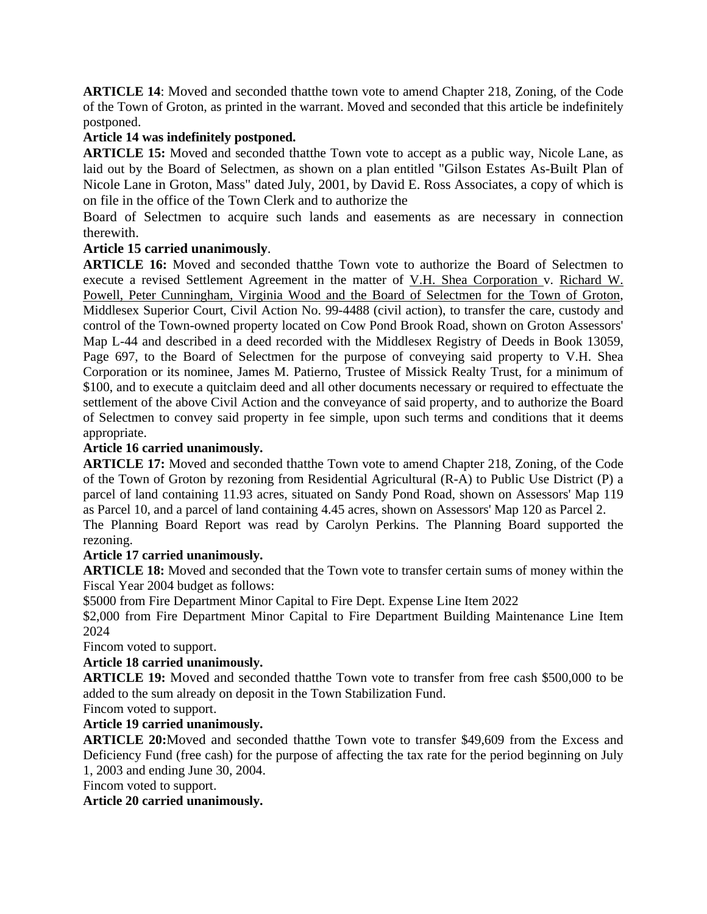**ARTICLE 14**: Moved and seconded thatthe town vote to amend Chapter 218, Zoning, of the Code of the Town of Groton, as printed in the warrant. Moved and seconded that this article be indefinitely postponed.

**Article 14 was indefinitely postponed.**

**ARTICLE 15:** Moved and seconded thatthe Town vote to accept as a public way, Nicole Lane, as laid out by the Board of Selectmen, as shown on a plan entitled "Gilson Estates As-Built Plan of Nicole Lane in Groton, Mass" dated July, 2001, by David E. Ross Associates, a copy of which is on file in the office of the Town Clerk and to authorize the

Board of Selectmen to acquire such lands and easements as are necessary in connection therewith.

**Article 15 carried unanimously**.

**ARTICLE 16:** Moved and seconded thatthe Town vote to authorize the Board of Selectmen to execute a revised Settlement Agreement in the matter of V.H. Shea Corporation v. Richard W. Powell, Peter Cunningham, Virginia Wood and the Board of Selectmen for the Town of Groton, Middlesex Superior Court, Civil Action No. 99-4488 (civil action), to transfer the care, custody and control of the Town-owned property located on Cow Pond Brook Road, shown on Groton Assessors' Map L-44 and described in a deed recorded with the Middlesex Registry of Deeds in Book 13059, Page 697, to the Board of Selectmen for the purpose of conveying said property to V.H. Shea Corporation or its nominee, James M. Patierno, Trustee of Missick Realty Trust, for a minimum of $100, and to execute a quitclaim deed and all other documents necessary or required to effectuate the settlement of the above Civil Action and the conveyance of said property, and to authorize the Board of Selectmen to convey said property in fee simple, upon such terms and conditions that it deems appropriate.

**Article 16 carried unanimously.**

**ARTICLE 17:** Moved and seconded thatthe Town vote to amend Chapter 218, Zoning, of the Code of the Town of Groton by rezoning from Residential Agricultural (R-A) to Public Use District (P) a parcel of land containing 11.93 acres, situated on Sandy Pond Road, shown on Assessors' Map 119 as Parcel 10, and a parcel of land containing 4.45 acres, shown on Assessors' Map 120 as Parcel 2.

The Planning Board Report was read by Carolyn Perkins. The Planning Board supported the rezoning.

**Article 17 carried unanimously.**

**ARTICLE 18:** Moved and seconded that the Town vote to transfer certain sums of money within the Fiscal Year 2004 budget as follows:

$5000 from Fire Department Minor Capital to Fire Dept. Expense Line Item 2022

$2,000 from Fire Department Minor Capital to Fire Department Building Maintenance Line Item 2024

Fincom voted to support.

**Article 18 carried unanimously.**

**ARTICLE 19:** Moved and seconded thatthe Town vote to transfer from free cash $500,000 to be added to the sum already on deposit in the Town Stabilization Fund.

Fincom voted to support.

**Article 19 carried unanimously.**

**ARTICLE 20:**Moved and seconded thatthe Town vote to transfer $49,609 from the Excess and Deficiency Fund (free cash) for the purpose of affecting the tax rate for the period beginning on July 1, 2003 and ending June 30, 2004.

Fincom voted to support.

**Article 20 carried unanimously.**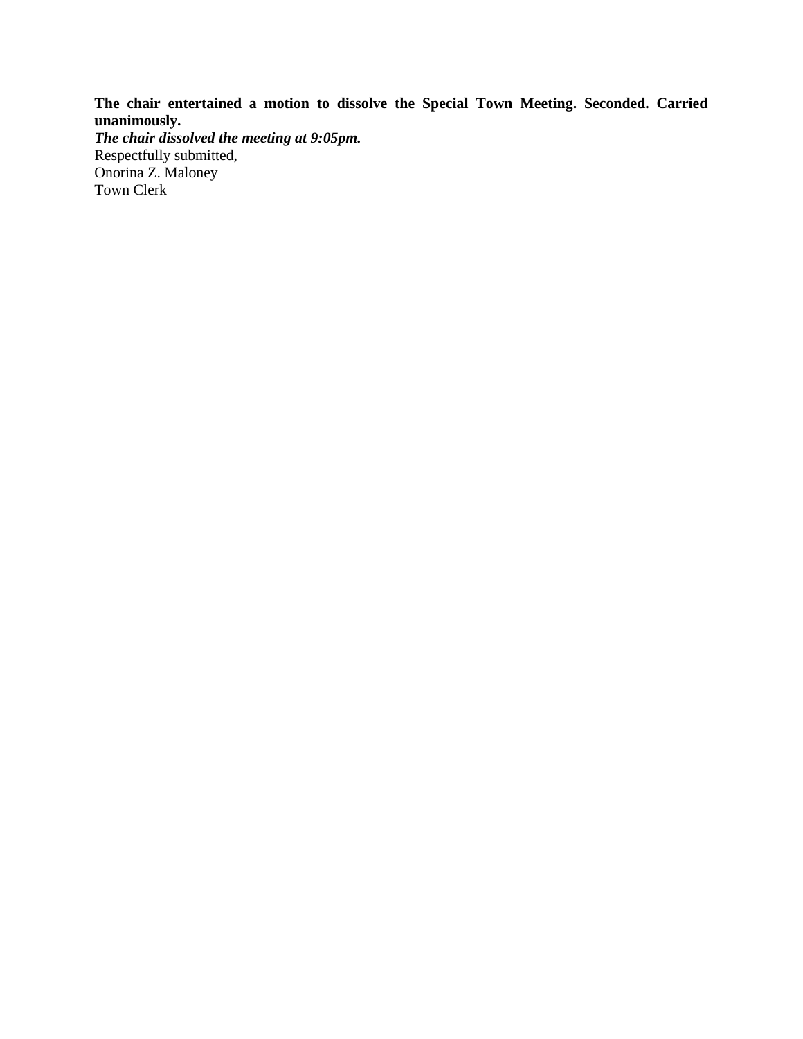**The chair entertained a motion to dissolve the Special Town Meeting. Seconded. Carried unanimously.**

***The chair dissolved the meeting at 9:05pm.***

Respectfully submitted,
Onorina Z. Maloney
Town Clerk